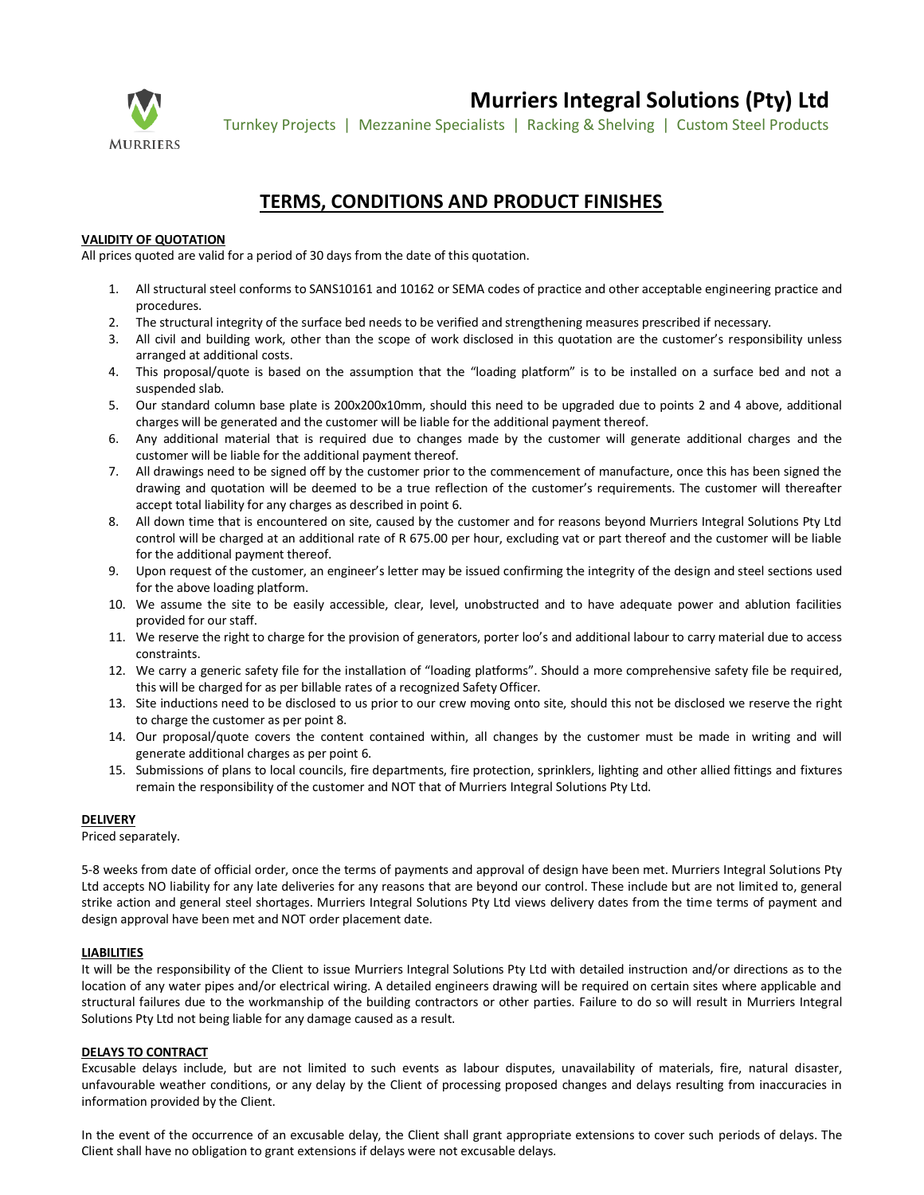MURRIERS

# Murriers Integral Solutions (Pty) Ltd

Turnkey Projects | Mezzanine Specialists | Racking & Shelving | Custom Steel Products

## TERMS, CONDITIONS AND PRODUCT FINISHES

**VALIDITY OF QUOTATION**

All prices quoted are valid for a period of 30 days from the date of this quotation.

1. All structural steel conforms to SANS10161 and 10162 or SEMA codes of practice and other acceptable engineering practice and procedures.
2. The structural integrity of the surface bed needs to be verified and strengthening measures prescribed if necessary.
3. All civil and building work, other than the scope of work disclosed in this quotation are the customer's responsibility unless arranged at additional costs.
4. This proposal/quote is based on the assumption that the "loading platform" is to be installed on a surface bed and not a suspended slab.
5. Our standard column base plate is 200x200x10mm, should this need to be upgraded due to points 2 and 4 above, additional charges will be generated and the customer will be liable for the additional payment thereof.
6. Any additional material that is required due to changes made by the customer will generate additional charges and the customer will be liable for the additional payment thereof.
7. All drawings need to be signed off by the customer prior to the commencement of manufacture, once this has been signed the drawing and quotation will be deemed to be a true reflection of the customer's requirements. The customer will thereafter accept total liability for any charges as described in point 6.
8. All down time that is encountered on site, caused by the customer and for reasons beyond Murriers Integral Solutions Pty Ltd control will be charged at an additional rate of R 675.00 per hour, excluding vat or part thereof and the customer will be liable for the additional payment thereof.
9. Upon request of the customer, an engineer's letter may be issued confirming the integrity of the design and steel sections used for the above loading platform.
10. We assume the site to be easily accessible, clear, level, unobstructed and to have adequate power and ablution facilities provided for our staff.
11. We reserve the right to charge for the provision of generators, porter loo's and additional labour to carry material due to access constraints.
12. We carry a generic safety file for the installation of "loading platforms". Should a more comprehensive safety file be required, this will be charged for as per billable rates of a recognized Safety Officer.
13. Site inductions need to be disclosed to us prior to our crew moving onto site, should this not be disclosed we reserve the right to charge the customer as per point 8.
14. Our proposal/quote covers the content contained within, all changes by the customer must be made in writing and will generate additional charges as per point 6.
15. Submissions of plans to local councils, fire departments, fire protection, sprinklers, lighting and other allied fittings and fixtures remain the responsibility of the customer and NOT that of Murriers Integral Solutions Pty Ltd.

**DELIVERY**

Priced separately.

5-8 weeks from date of official order, once the terms of payments and approval of design have been met. Murriers Integral Solutions Pty Ltd accepts NO liability for any late deliveries for any reasons that are beyond our control. These include but are not limited to, general strike action and general steel shortages. Murriers Integral Solutions Pty Ltd views delivery dates from the time terms of payment and design approval have been met and NOT order placement date.

**LIABILITIES**

It will be the responsibility of the Client to issue Murriers Integral Solutions Pty Ltd with detailed instruction and/or directions as to the location of any water pipes and/or electrical wiring. A detailed engineers drawing will be required on certain sites where applicable and structural failures due to the workmanship of the building contractors or other parties. Failure to do so will result in Murriers Integral Solutions Pty Ltd not being liable for any damage caused as a result.

**DELAYS TO CONTRACT**

Excusable delays include, but are not limited to such events as labour disputes, unavailability of materials, fire, natural disaster, unfavourable weather conditions, or any delay by the Client of processing proposed changes and delays resulting from inaccuracies in information provided by the Client.

In the event of the occurrence of an excusable delay, the Client shall grant appropriate extensions to cover such periods of delays. The Client shall have no obligation to grant extensions if delays were not excusable delays.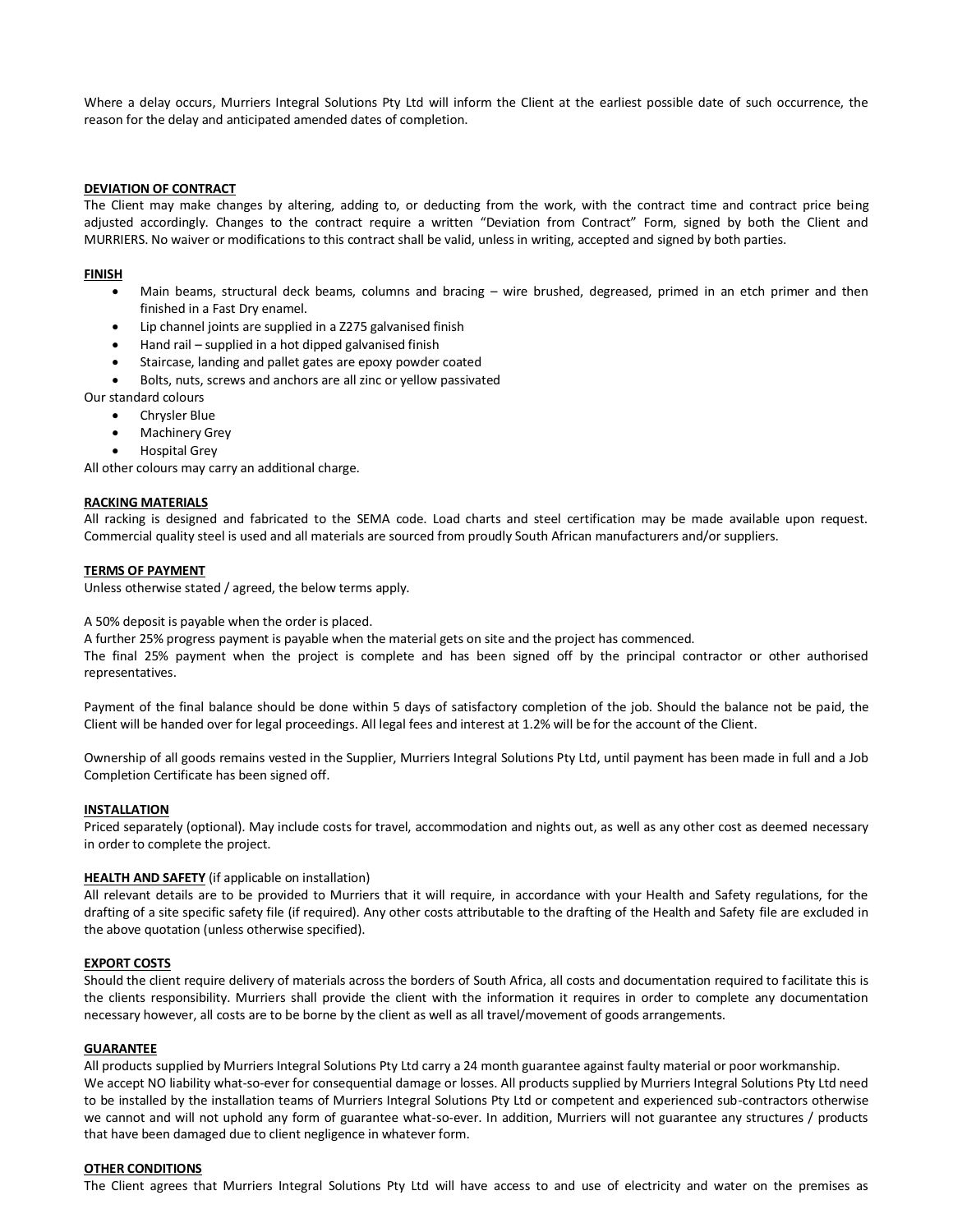Where a delay occurs, Murriers Integral Solutions Pty Ltd will inform the Client at the earliest possible date of such occurrence, the reason for the delay and anticipated amended dates of completion.

**DEVIATION OF CONTRACT**

The Client may make changes by altering, adding to, or deducting from the work, with the contract time and contract price being adjusted accordingly. Changes to the contract require a written "Deviation from Contract" Form, signed by both the Client and MURRIERS. No waiver or modifications to this contract shall be valid, unless in writing, accepted and signed by both parties.

**FINISH**

- Main beams, structural deck beams, columns and bracing – wire brushed, degreased, primed in an etch primer and then finished in a Fast Dry enamel.
- Lip channel joints are supplied in a Z275 galvanised finish
- Hand rail – supplied in a hot dipped galvanised finish
- Staircase, landing and pallet gates are epoxy powder coated
- Bolts, nuts, screws and anchors are all zinc or yellow passivated

Our standard colours

- Chrysler Blue
- Machinery Grey
- Hospital Grey

All other colours may carry an additional charge.

**RACKING MATERIALS**

All racking is designed and fabricated to the SEMA code. Load charts and steel certification may be made available upon request. Commercial quality steel is used and all materials are sourced from proudly South African manufacturers and/or suppliers.

**TERMS OF PAYMENT**

Unless otherwise stated / agreed, the below terms apply.

A 50% deposit is payable when the order is placed.
A further 25% progress payment is payable when the material gets on site and the project has commenced.
The final 25% payment when the project is complete and has been signed off by the principal contractor or other authorised representatives.

Payment of the final balance should be done within 5 days of satisfactory completion of the job. Should the balance not be paid, the Client will be handed over for legal proceedings. All legal fees and interest at 1.2% will be for the account of the Client.

Ownership of all goods remains vested in the Supplier, Murriers Integral Solutions Pty Ltd, until payment has been made in full and a Job Completion Certificate has been signed off.

**INSTALLATION**

Priced separately (optional). May include costs for travel, accommodation and nights out, as well as any other cost as deemed necessary in order to complete the project.

**HEALTH AND SAFETY** (if applicable on installation)

All relevant details are to be provided to Murriers that it will require, in accordance with your Health and Safety regulations, for the drafting of a site specific safety file (if required). Any other costs attributable to the drafting of the Health and Safety file are excluded in the above quotation (unless otherwise specified).

**EXPORT COSTS**

Should the client require delivery of materials across the borders of South Africa, all costs and documentation required to facilitate this is the clients responsibility. Murriers shall provide the client with the information it requires in order to complete any documentation necessary however, all costs are to be borne by the client as well as all travel/movement of goods arrangements.

**GUARANTEE**

All products supplied by Murriers Integral Solutions Pty Ltd carry a 24 month guarantee against faulty material or poor workmanship.
We accept NO liability what-so-ever for consequential damage or losses. All products supplied by Murriers Integral Solutions Pty Ltd need to be installed by the installation teams of Murriers Integral Solutions Pty Ltd or competent and experienced sub-contractors otherwise we cannot and will not uphold any form of guarantee what-so-ever. In addition, Murriers will not guarantee any structures / products that have been damaged due to client negligence in whatever form.

**OTHER CONDITIONS**

The Client agrees that Murriers Integral Solutions Pty Ltd will have access to and use of electricity and water on the premises as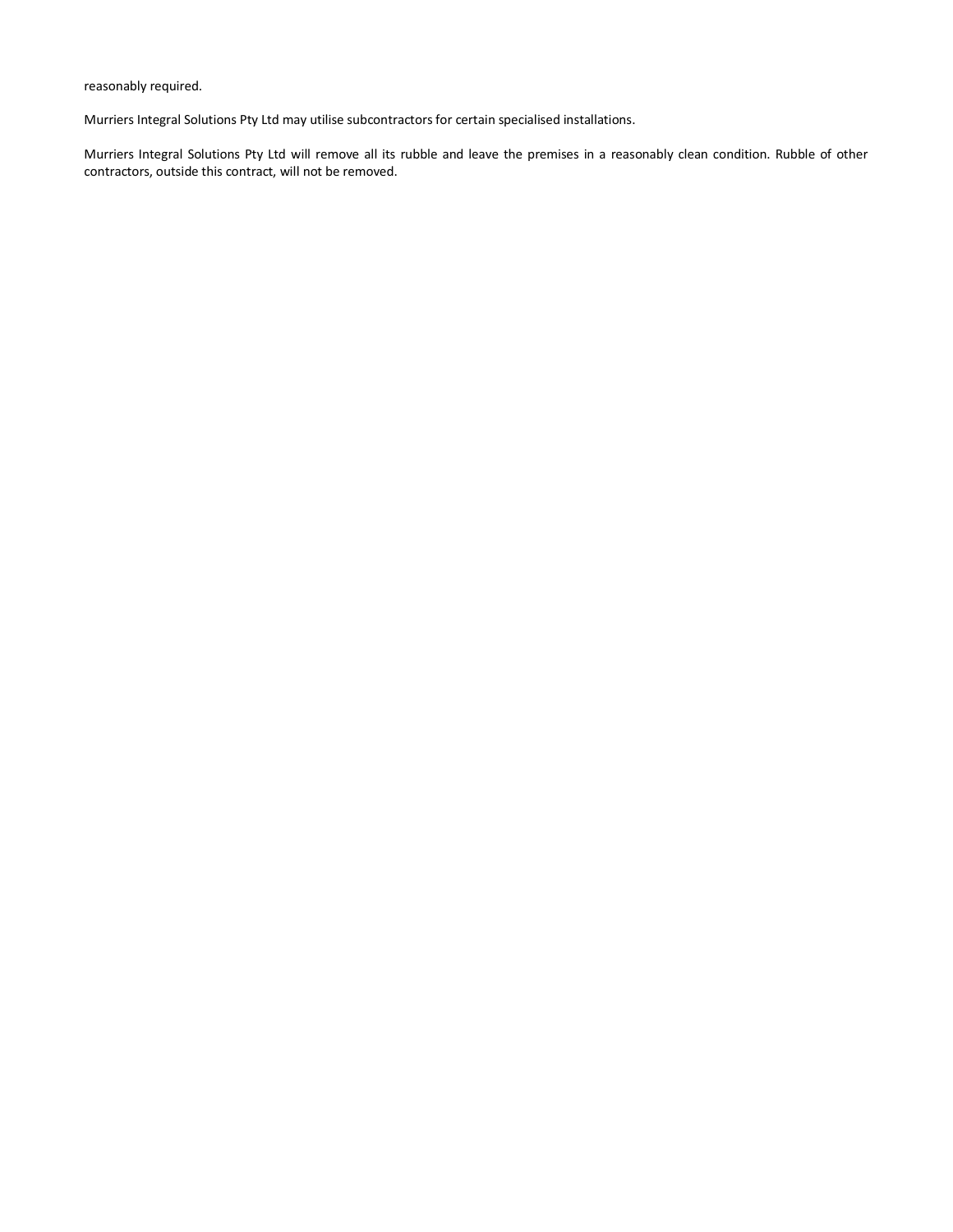reasonably required.

Murriers Integral Solutions Pty Ltd may utilise subcontractors for certain specialised installations.

Murriers Integral Solutions Pty Ltd will remove all its rubble and leave the premises in a reasonably clean condition. Rubble of other contractors, outside this contract, will not be removed.